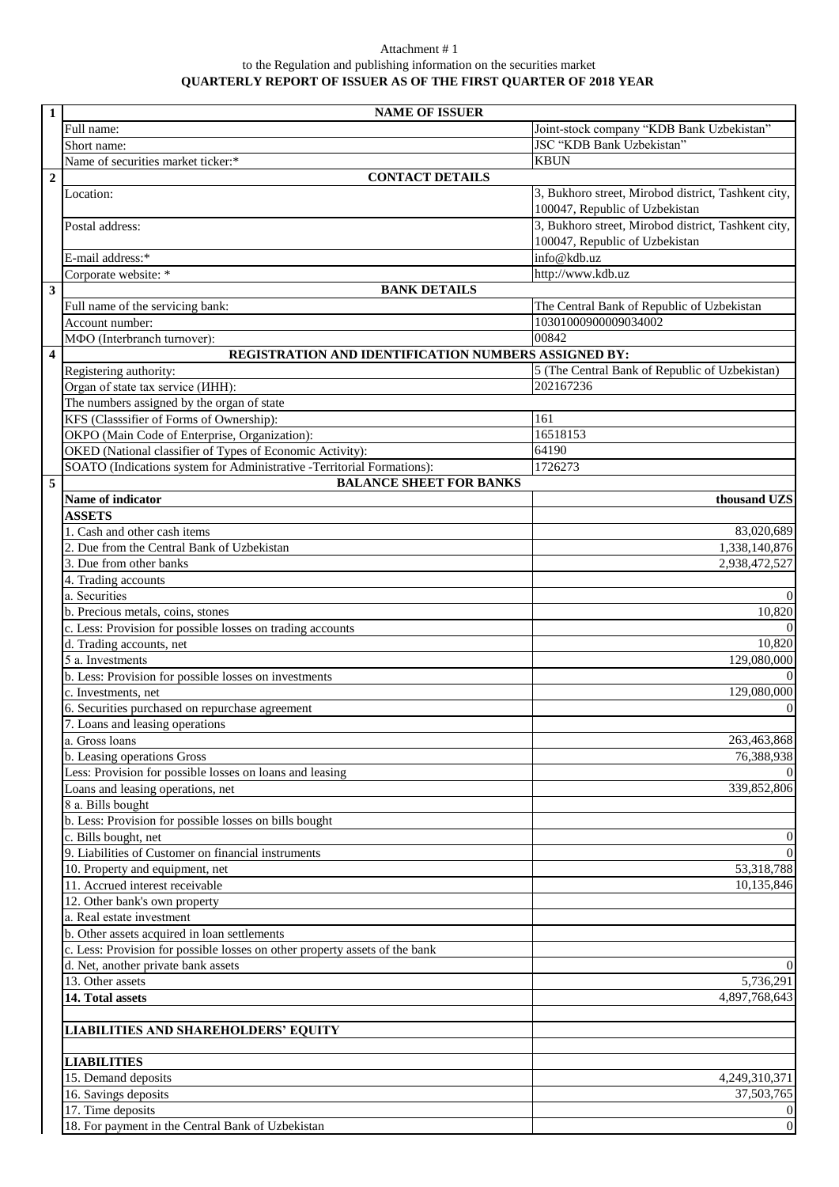Attachment # 1

to the Regulation and publishing information on the securities market

**QUARTERLY REPORT OF ISSUER AS OF THE FIRST QUARTER OF 2018 YEAR**

| | | |
|---|---|---|
| **1** | **NAME OF ISSUER** | |
| | Full name: | Joint-stock company “KDB Bank Uzbekistan” |
| | Short name: | JSC “KDB Bank Uzbekistan” |
| | Name of securities market ticker:* | KBUN |
| **2** | **CONTACT DETAILS** | |
| | Location: | 3, Bukhoro street, Mirobod district, Tashkent city, 100047, Republic of Uzbekistan |
| | Postal address: | 3, Bukhoro street, Mirobod district, Tashkent city, 100047, Republic of Uzbekistan |
| | E-mail address:* | info@kdb.uz |
| | Corporate website: * | http://www.kdb.uz |
| **3** | **BANK DETAILS** | |
| | Full name of the servicing bank: | The Central Bank of Republic of Uzbekistan |
| | Account number: | 10301000900009034002 |
| | МФО (Interbranch turnover): | 00842 |
| **4** | **REGISTRATION AND IDENTIFICATION NUMBERS ASSIGNED BY:** | |
| | Registering authority: | 5 (The Central Bank of Republic of Uzbekistan) |
| | Organ of state tax service (ИНН): | 202167236 |
| | The numbers assigned by the organ of state | |
| | KFS (Classsifier of Forms of Ownership): | 161 |
| | OKPO (Main Code of Enterprise, Organization): | 16518153 |
| | OKED (National classifier of Types of Economic Activity): | 64190 |
| | SOATO (Indications system for Administrative -Territorial Formations): | 1726273 |
| **5** | **BALANCE SHEET FOR BANKS** | |
| | **Name of indicator** | **thousand UZS** |
| | **ASSETS** | |
| | 1. Cash and other cash items | 83,020,689 |
| | 2. Due from the Central Bank of Uzbekistan | 1,338,140,876 |
| | 3. Due from other banks | 2,938,472,527 |
| | 4. Trading accounts | |
| | a. Securities | 0 |
| | b. Precious metals, coins, stones | 10,820 |
| | c. Less: Provision for possible losses on trading accounts | 0 |
| | d. Trading accounts, net | 10,820 |
| | 5 a. Investments | 129,080,000 |
| | b. Less: Provision for possible losses on investments | 0 |
| | c. Investments, net | 129,080,000 |
| | 6. Securities purchased on repurchase agreement | 0 |
| | 7. Loans and leasing operations | |
| | a. Gross loans | 263,463,868 |
| | b. Leasing operations Gross | 76,388,938 |
| | Less: Provision for possible losses on loans and leasing | 0 |
| | Loans and leasing operations, net | 339,852,806 |
| | 8 a. Bills bought | |
| | b. Less: Provision for possible losses on bills bought | |
| | c. Bills bought, net | 0 |
| | 9. Liabilities of Customer on financial instruments | 0 |
| | 10. Property and equipment, net | 53,318,788 |
| | 11. Accrued interest receivable | 10,135,846 |
| | 12. Other bank's own property | |
| | a. Real estate investment | |
| | b. Other assets acquired in loan settlements | |
| | c. Less: Provision for possible losses on other property assets of the bank | |
| | d. Net, another private bank assets | 0 |
| | 13. Other assets | 5,736,291 |
| | **14. Total assets** | 4,897,768,643 |
| | | |
| | **LIABILITIES AND SHAREHOLDERS’ EQUITY** | |
| | | |
| | **LIABILITIES** | |
| | 15. Demand deposits | 4,249,310,371 |
| | 16. Savings deposits | 37,503,765 |
| | 17. Time deposits | 0 |
| | 18. For payment in the Central Bank of Uzbekistan | 0 |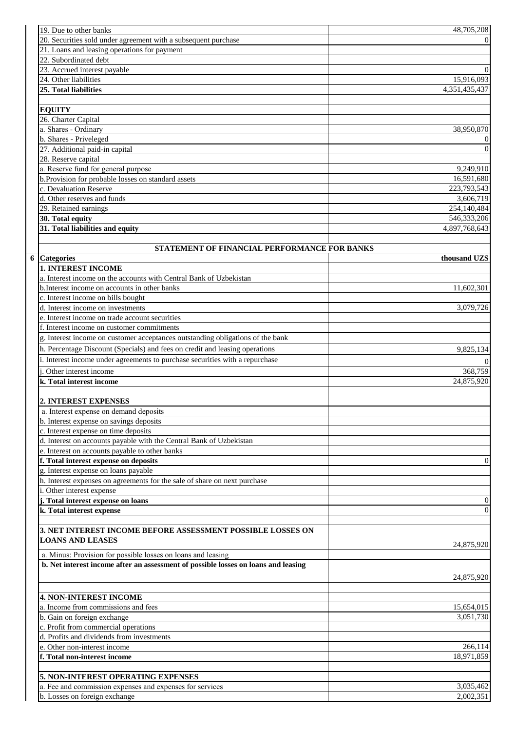| | |
|---|---|
| 19. Due to other banks | 48,705,208 |
| 20. Securities sold under agreement with a subsequent purchase | 0 |
| 21. Loans and leasing operations for payment | |
| 22. Subordinated debt | |
| 23. Accrued interest payable | 0 |
| 24. Other liabilities | 15,916,093 |
| **25. Total liabilities** | 4,351,435,437 |
| | |
| **EQUITY** | |
| 26. Charter Capital | |
| a. Shares - Ordinary | 38,950,870 |
| b. Shares - Priveleged | 0 |
| 27. Additional paid-in capital | 0 |
| 28. Reserve capital | |
| a. Reserve fund for general purpose | 9,249,910 |
| b.Provision for probable losses on standard assets | 16,591,680 |
| c. Devaluation Reserve | 223,793,543 |
| d. Other reserves and funds | 3,606,719 |
| 29. Retained earnings | 254,140,484 |
| **30. Total equity** | 546,333,206 |
| **31. Total liabilities and equity** | 4,897,768,643 |

## STATEMENT OF FINANCIAL PERFORMANCE FOR BANKS

| 6 Categories | thousand UZS |
|---|---|
| **1. INTEREST INCOME** | |
| a. Interest income on the accounts with Central Bank of Uzbekistan | |
| b.Interest income on accounts in other banks | 11,602,301 |
| c. Interest income on bills bought | |
| d. Interest income on investments | 3,079,726 |
| e. Interest income on trade account securities | |
| f. Interest income on customer commitments | |
| g. Interest income on customer acceptances outstanding obligations of the bank | |
| h. Percentage Discount (Specials) and fees on credit and leasing operations | 9,825,134 |
| i. Interest income under agreements to purchase securities with a repurchase | 0 |
| j. Other interest income | 368,759 |
| **k. Total interest income** | 24,875,920 |
| | |
| **2. INTEREST EXPENSES** | |
| a. Interest expense on demand deposits | |
| b. Interest expense on savings deposits | |
| c. Interest expense on time deposits | |
| d. Interest on accounts payable with the Central Bank of Uzbekistan | |
| e. Interest on accounts payable to other banks | |
| **f. Total interest expense on deposits** | 0 |
| g. Interest expense on loans payable | |
| h. Interest expenses on agreements for the sale of share on next purchase | |
| i. Other interest expense | |
| **j. Total interest expense on loans** | 0 |
| **k. Total interest expense** | 0 |
| | |
| **3. NET INTEREST INCOME BEFORE ASSESSMENT POSSIBLE LOSSES ON LOANS AND LEASES** | 24,875,920 |
| a. Minus: Provision for possible losses on loans and leasing | |
| **b. Net interest income after an assessment of possible losses on loans and leasing** | 24,875,920 |
| | |
| **4. NON-INTEREST INCOME** | |
| a. Income from commissions and fees | 15,654,015 |
| b. Gain on foreign exchange | 3,051,730 |
| c. Profit from commercial operations | |
| d. Profits and dividends from investments | |
| e. Other non-interest income | 266,114 |
| **f. Total non-interest income** | 18,971,859 |
| | |
| **5. NON-INTEREST OPERATING EXPENSES** | |
| a. Fee and commission expenses and expenses for services | 3,035,462 |
| b. Losses on foreign exchange | 2,002,351 |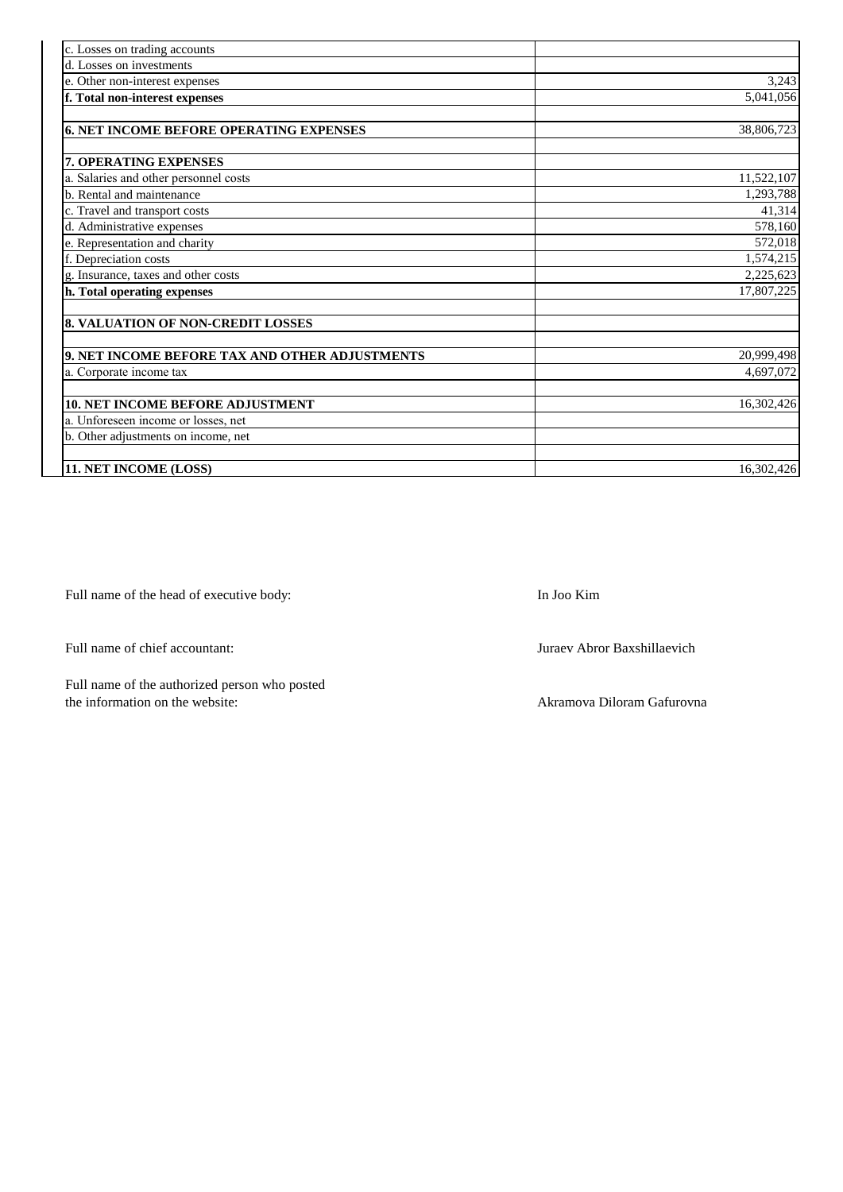| | |
|---|---|
| c. Losses on trading accounts | |
| d. Losses on investments | |
| e. Other non-interest expenses | 3,243 |
| **f. Total non-interest expenses** | 5,041,056 |
| | |
| **6. NET INCOME BEFORE OPERATING EXPENSES** | 38,806,723 |
| | |
| **7. OPERATING EXPENSES** | |
| a. Salaries and other personnel costs | 11,522,107 |
| b. Rental and maintenance | 1,293,788 |
| c. Travel and transport costs | 41,314 |
| d. Administrative expenses | 578,160 |
| e. Representation and charity | 572,018 |
| f. Depreciation costs | 1,574,215 |
| g. Insurance, taxes and other costs | 2,225,623 |
| **h. Total operating expenses** | 17,807,225 |
| | |
| **8. VALUATION OF NON-CREDIT LOSSES** | |
| | |
| **9. NET INCOME BEFORE TAX AND OTHER ADJUSTMENTS** | 20,999,498 |
| a. Corporate income tax | 4,697,072 |
| | |
| **10. NET INCOME BEFORE ADJUSTMENT** | 16,302,426 |
| a. Unforeseen income or losses, net | |
| b. Other adjustments on income, net | |
| | |
| **11. NET INCOME (LOSS)** | 16,302,426 |

Full name of the head of executive body: In Joo Kim

Full name of chief accountant: Juraev Abror Baxshillaevich

Full name of the authorized person who posted the information on the website: Akramova Diloram Gafurovna